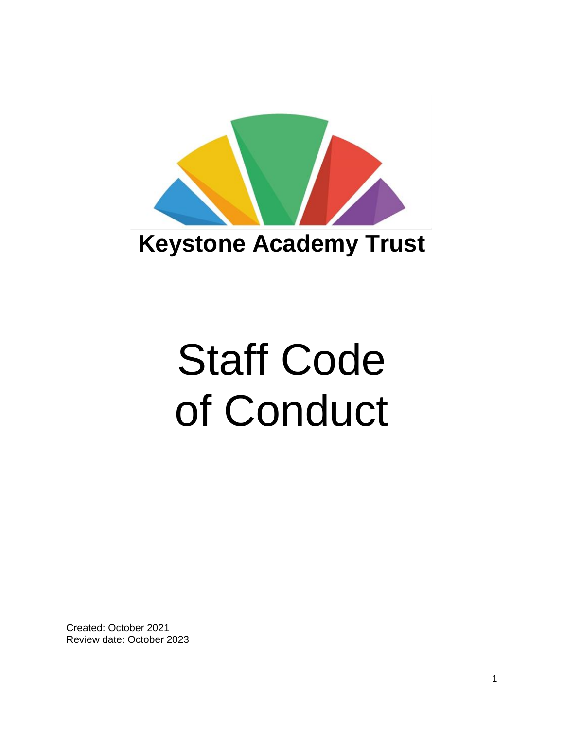**Keystone Academy Trust**

# Staff Code of Conduct

Created: October 2021
Review date: October 2023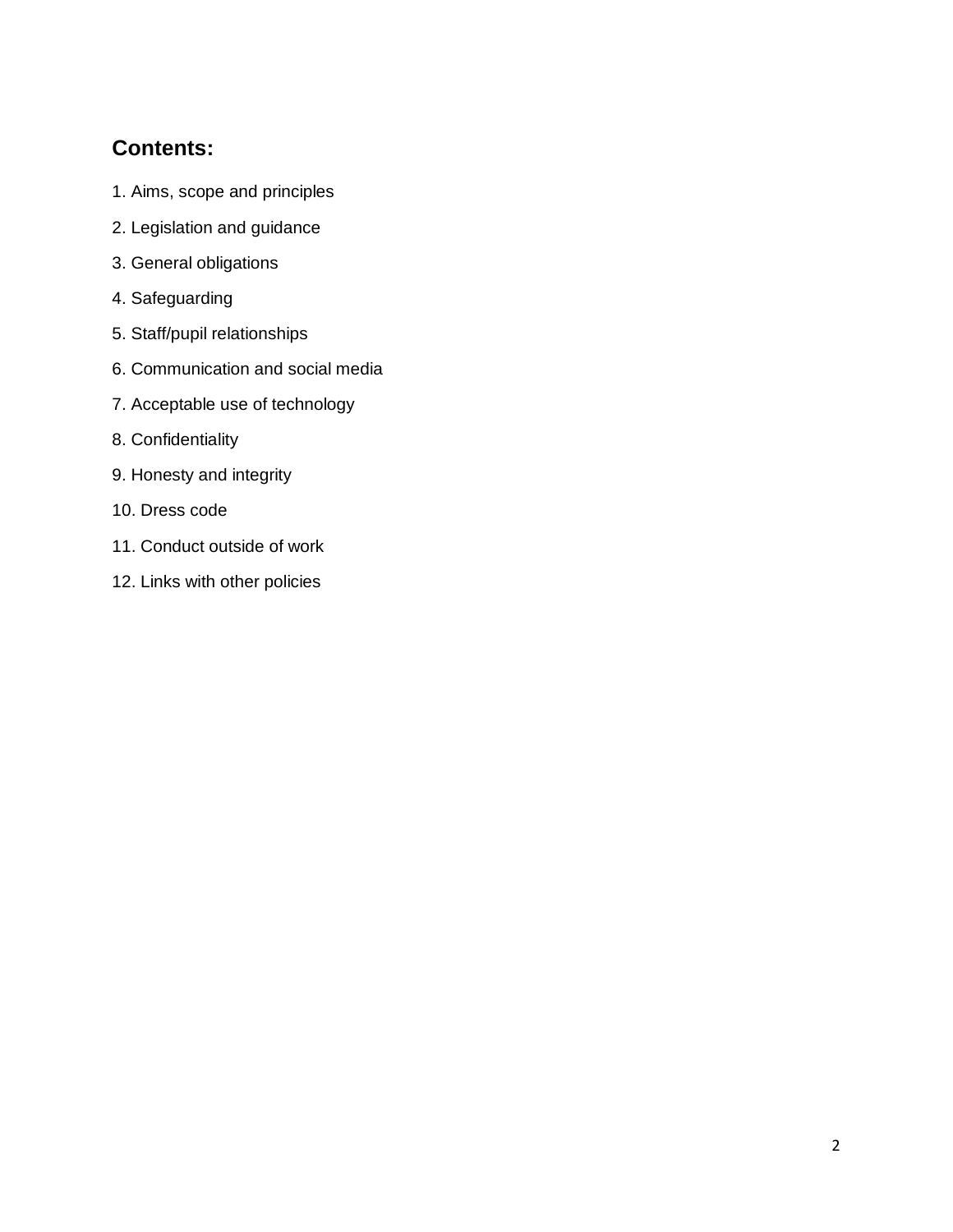## Contents:

1. Aims, scope and principles
2. Legislation and guidance
3. General obligations
4. Safeguarding
5. Staff/pupil relationships
6. Communication and social media
7. Acceptable use of technology
8. Confidentiality
9. Honesty and integrity
10. Dress code
11. Conduct outside of work
12. Links with other policies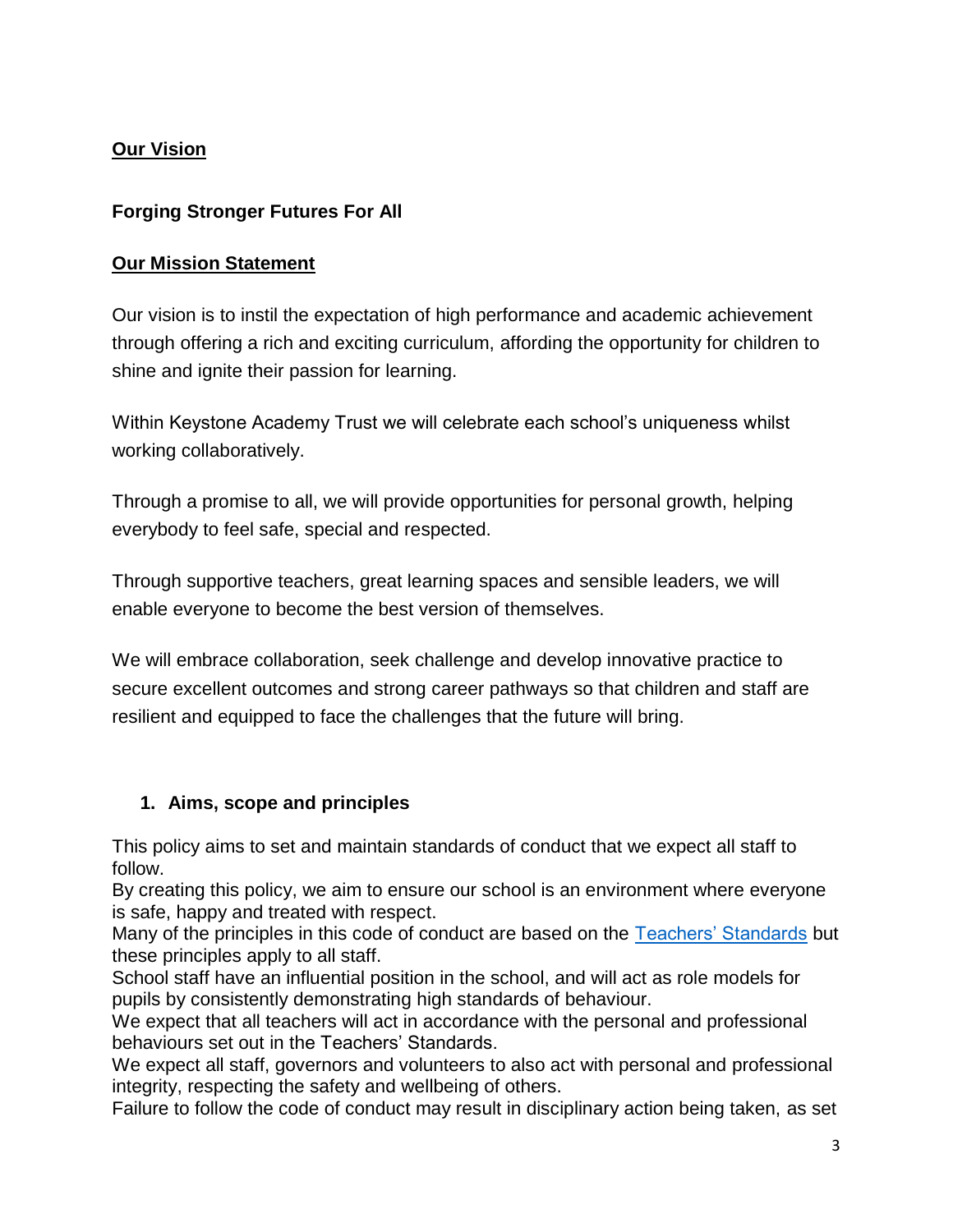**Our Vision**

**Forging Stronger Futures For All**

**Our Mission Statement**

Our vision is to instil the expectation of high performance and academic achievement through offering a rich and exciting curriculum, affording the opportunity for children to shine and ignite their passion for learning.

Within Keystone Academy Trust we will celebrate each school's uniqueness whilst working collaboratively.

Through a promise to all, we will provide opportunities for personal growth, helping everybody to feel safe, special and respected.

Through supportive teachers, great learning spaces and sensible leaders, we will enable everyone to become the best version of themselves.

We will embrace collaboration, seek challenge and develop innovative practice to secure excellent outcomes and strong career pathways so that children and staff are resilient and equipped to face the challenges that the future will bring.

## 1. Aims, scope and principles

This policy aims to set and maintain standards of conduct that we expect all staff to follow.
By creating this policy, we aim to ensure our school is an environment where everyone is safe, happy and treated with respect.
Many of the principles in this code of conduct are based on the [Teachers' Standards] but these principles apply to all staff.
School staff have an influential position in the school, and will act as role models for pupils by consistently demonstrating high standards of behaviour.
We expect that all teachers will act in accordance with the personal and professional behaviours set out in the Teachers' Standards.
We expect all staff, governors and volunteers to also act with personal and professional integrity, respecting the safety and wellbeing of others.
Failure to follow the code of conduct may result in disciplinary action being taken, as set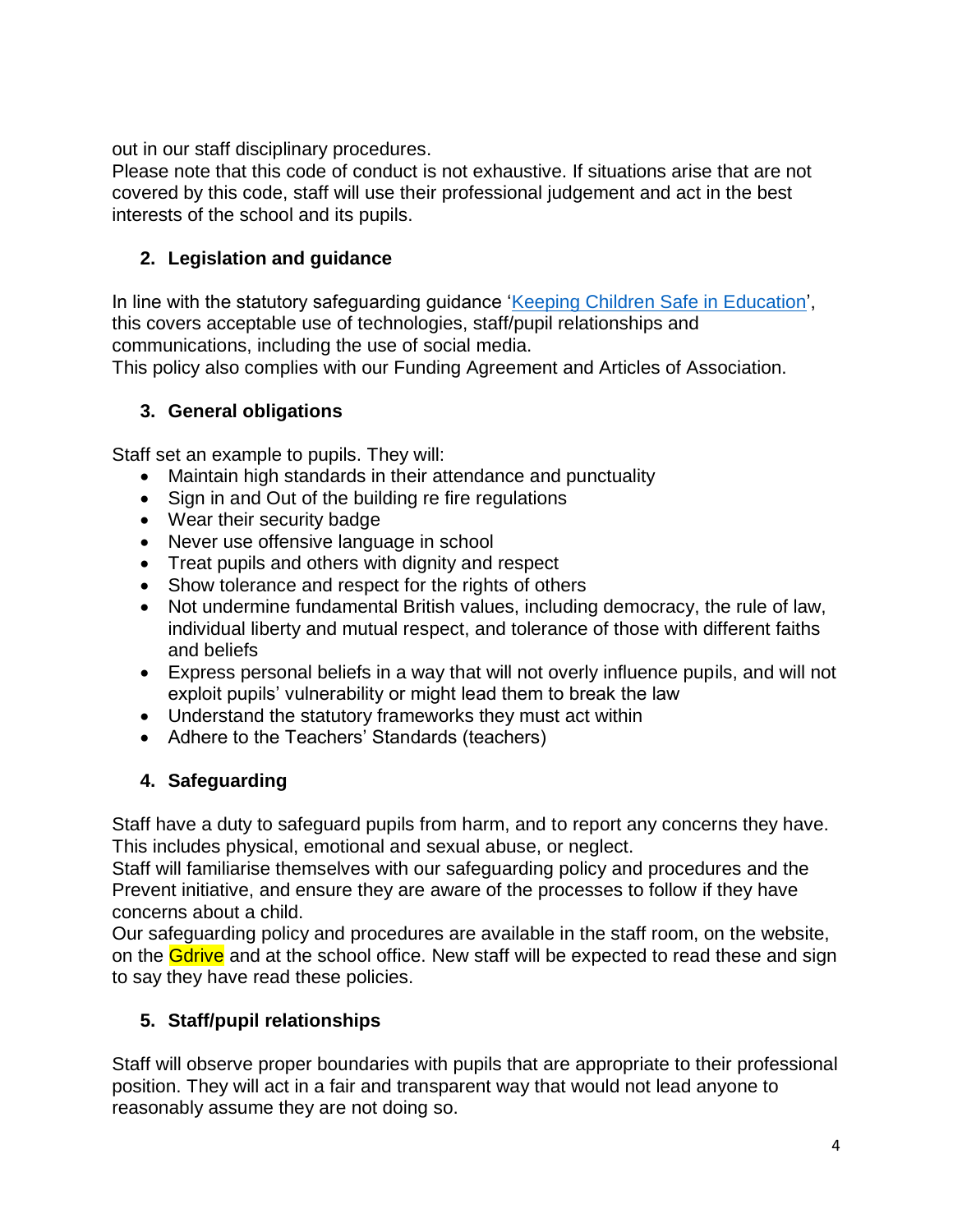out in our staff disciplinary procedures.
Please note that this code of conduct is not exhaustive. If situations arise that are not covered by this code, staff will use their professional judgement and act in the best interests of the school and its pupils.

## 2. Legislation and guidance

In line with the statutory safeguarding guidance '[Keeping Children Safe in Education](#)', this covers acceptable use of technologies, staff/pupil relationships and communications, including the use of social media.
This policy also complies with our Funding Agreement and Articles of Association.

## 3. General obligations

Staff set an example to pupils. They will:

- Maintain high standards in their attendance and punctuality
- Sign in and Out of the building re fire regulations
- Wear their security badge
- Never use offensive language in school
- Treat pupils and others with dignity and respect
- Show tolerance and respect for the rights of others
- Not undermine fundamental British values, including democracy, the rule of law, individual liberty and mutual respect, and tolerance of those with different faiths and beliefs
- Express personal beliefs in a way that will not overly influence pupils, and will not exploit pupils' vulnerability or might lead them to break the law
- Understand the statutory frameworks they must act within
- Adhere to the Teachers' Standards (teachers)

## 4. Safeguarding

Staff have a duty to safeguard pupils from harm, and to report any concerns they have. This includes physical, emotional and sexual abuse, or neglect.
Staff will familiarise themselves with our safeguarding policy and procedures and the Prevent initiative, and ensure they are aware of the processes to follow if they have concerns about a child.
Our safeguarding policy and procedures are available in the staff room, on the website, on the Gdrive and at the school office. New staff will be expected to read these and sign to say they have read these policies.

## 5. Staff/pupil relationships

Staff will observe proper boundaries with pupils that are appropriate to their professional position. They will act in a fair and transparent way that would not lead anyone to reasonably assume they are not doing so.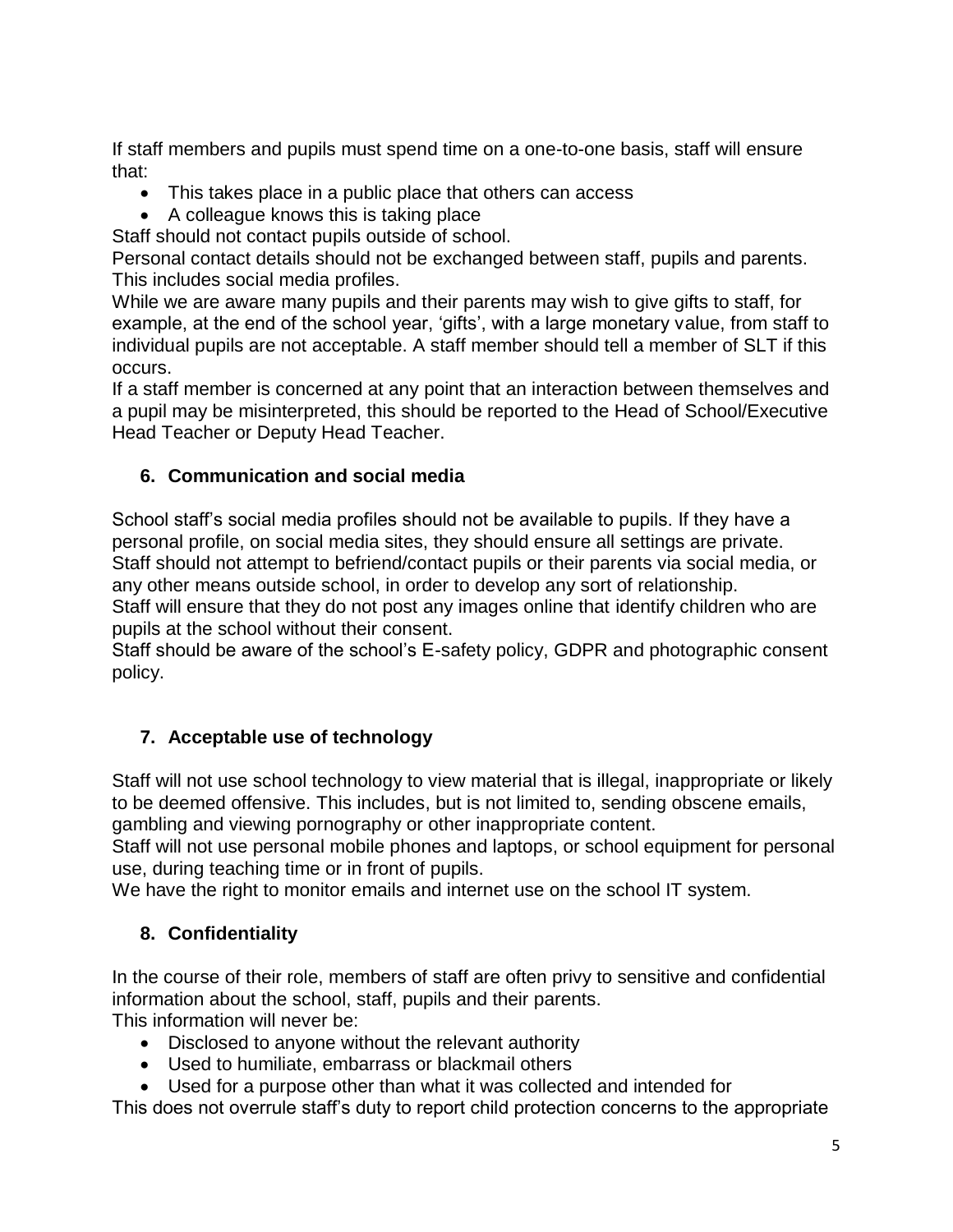If staff members and pupils must spend time on a one-to-one basis, staff will ensure that:

- This takes place in a public place that others can access
- A colleague knows this is taking place

Staff should not contact pupils outside of school.

Personal contact details should not be exchanged between staff, pupils and parents. This includes social media profiles.

While we are aware many pupils and their parents may wish to give gifts to staff, for example, at the end of the school year, 'gifts', with a large monetary value, from staff to individual pupils are not acceptable. A staff member should tell a member of SLT if this occurs.

If a staff member is concerned at any point that an interaction between themselves and a pupil may be misinterpreted, this should be reported to the Head of School/Executive Head Teacher or Deputy Head Teacher.

## 6. Communication and social media

School staff's social media profiles should not be available to pupils. If they have a personal profile, on social media sites, they should ensure all settings are private.

Staff should not attempt to befriend/contact pupils or their parents via social media, or any other means outside school, in order to develop any sort of relationship.

Staff will ensure that they do not post any images online that identify children who are pupils at the school without their consent.

Staff should be aware of the school's E-safety policy, GDPR and photographic consent policy.

## 7. Acceptable use of technology

Staff will not use school technology to view material that is illegal, inappropriate or likely to be deemed offensive. This includes, but is not limited to, sending obscene emails, gambling and viewing pornography or other inappropriate content.

Staff will not use personal mobile phones and laptops, or school equipment for personal use, during teaching time or in front of pupils.

We have the right to monitor emails and internet use on the school IT system.

## 8. Confidentiality

In the course of their role, members of staff are often privy to sensitive and confidential information about the school, staff, pupils and their parents.

This information will never be:

- Disclosed to anyone without the relevant authority
- Used to humiliate, embarrass or blackmail others
- Used for a purpose other than what it was collected and intended for

This does not overrule staff's duty to report child protection concerns to the appropriate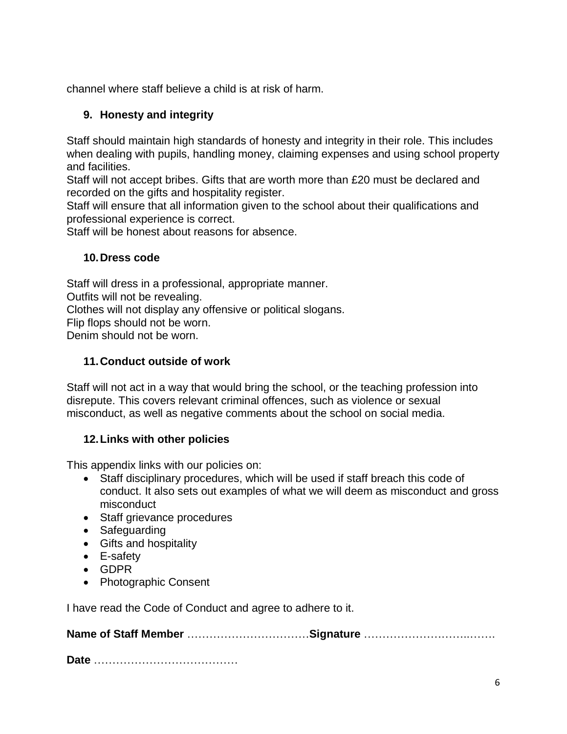channel where staff believe a child is at risk of harm.

## 9. Honesty and integrity

Staff should maintain high standards of honesty and integrity in their role. This includes when dealing with pupils, handling money, claiming expenses and using school property and facilities.
Staff will not accept bribes. Gifts that are worth more than £20 must be declared and recorded on the gifts and hospitality register.
Staff will ensure that all information given to the school about their qualifications and professional experience is correct.
Staff will be honest about reasons for absence.

## 10. Dress code

Staff will dress in a professional, appropriate manner.
Outfits will not be revealing.
Clothes will not display any offensive or political slogans.
Flip flops should not be worn.
Denim should not be worn.

## 11. Conduct outside of work

Staff will not act in a way that would bring the school, or the teaching profession into disrepute. This covers relevant criminal offences, such as violence or sexual misconduct, as well as negative comments about the school on social media.

## 12. Links with other policies

This appendix links with our policies on:

- Staff disciplinary procedures, which will be used if staff breach this code of conduct. It also sets out examples of what we will deem as misconduct and gross misconduct
- Staff grievance procedures
- Safeguarding
- Gifts and hospitality
- E-safety
- GDPR
- Photographic Consent

I have read the Code of Conduct and agree to adhere to it.

**Name of Staff Member** ……………………………**Signature** ……………………………..…….

**Date** …………………………………